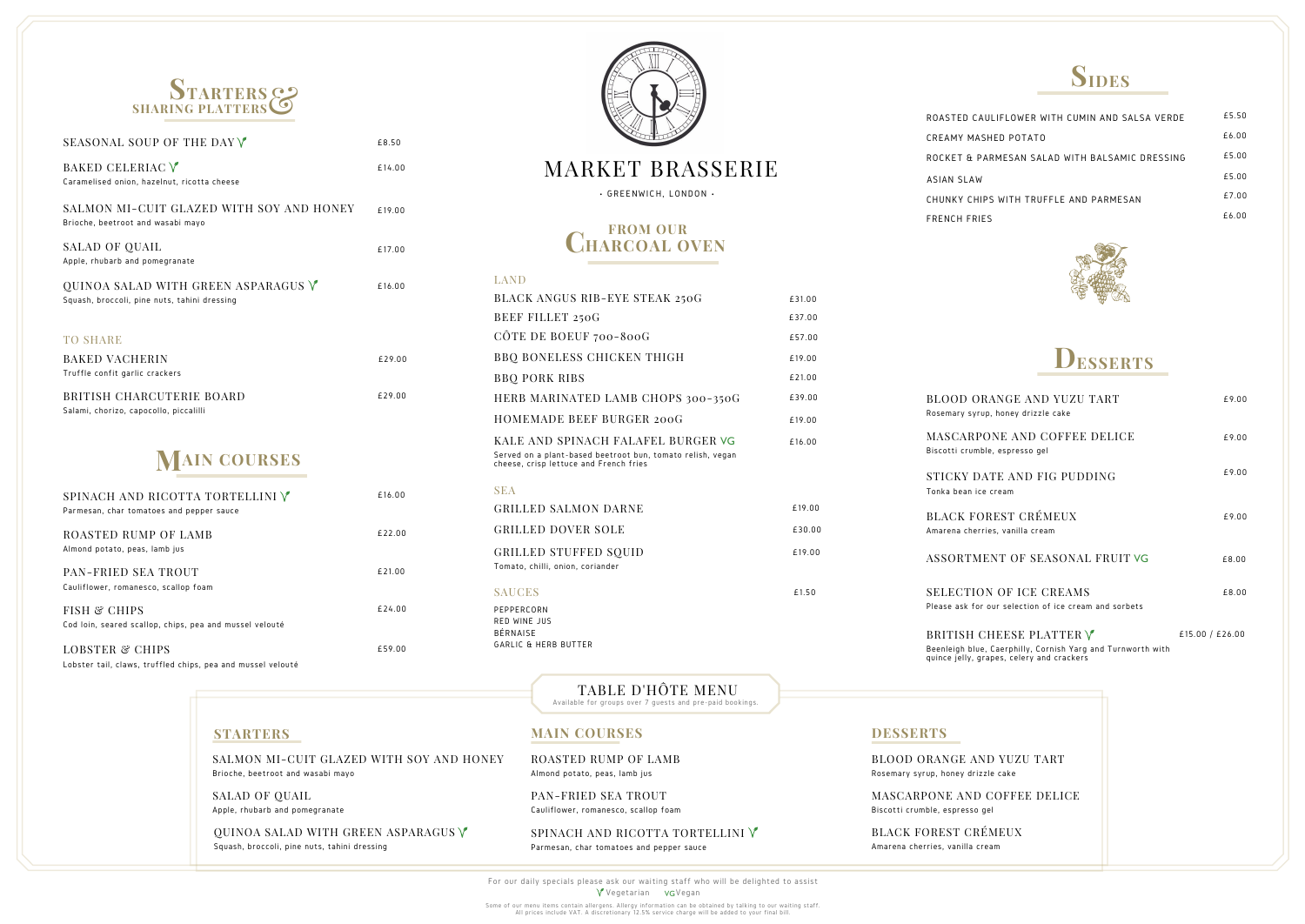# MARKET BRASSERIE

· GREENWICH, LONDON ·

## STARTERS & SHARING PLATTERS

| Item | Price |
|---|---|
| SEASONAL SOUP OF THE DAY (V) | £8.50 |
| BAKED CELERIAC (V)<br>Caramelised onion, hazelnut, ricotta cheese | £14.00 |
| SALMON MI-CUIT GLAZED WITH SOY AND HONEY<br>Brioche, beetroot and wasabi mayo | £19.00 |
| SALAD OF QUAIL<br>Apple, rhubarb and pomegranate | £17.00 |
| QUINOA SALAD WITH GREEN ASPARAGUS (V)<br>Squash, broccoli, pine nuts, tahini dressing | £16.00 |

### TO SHARE

| Item | Price |
|---|---|
| BAKED VACHERIN<br>Truffle confit garlic crackers | £29.00 |
| BRITISH CHARCUTERIE BOARD<br>Salami, chorizo, capocollo, piccalilli | £29.00 |

## MAIN COURSES

| Item | Price |
|---|---|
| SPINACH AND RICOTTA TORTELLINI (V)<br>Parmesan, char tomatoes and pepper sauce | £16.00 |
| ROASTED RUMP OF LAMB<br>Almond potato, peas, lamb jus | £22.00 |
| PAN-FRIED SEA TROUT<br>Cauliflower, romanesco, scallop foam | £21.00 |
| FISH & CHIPS<br>Cod loin, seared scallop, chips, pea and mussel velouté | £24.00 |
| LOBSTER & CHIPS<br>Lobster tail, claws, truffled chips, pea and mussel velouté | £59.00 |

## FROM OUR CHARCOAL OVEN

### LAND

| Item | Price |
|---|---|
| BLACK ANGUS RIB-EYE STEAK 250G | £31.00 |
| BEEF FILLET 250G | £37.00 |
| CÔTE DE BOEUF 700-800G | £57.00 |
| BBQ BONELESS CHICKEN THIGH | £19.00 |
| BBQ PORK RIBS | £21.00 |
| HERB MARINATED LAMB CHOPS 300-350G | £39.00 |
| HOMEMADE BEEF BURGER 200G | £19.00 |
| KALE AND SPINACH FALAFEL BURGER VG<br>Served on a plant-based beetroot bun, tomato relish, vegan cheese, crisp lettuce and French fries | £16.00 |

### SEA

| Item | Price |
|---|---|
| GRILLED SALMON DARNE | £19.00 |
| GRILLED DOVER SOLE | £30.00 |
| GRILLED STUFFED SQUID<br>Tomato, chilli, onion, coriander | £19.00 |

### SAUCES — £1.50

- PEPPERCORN
- RED WINE JUS
- BÉRNAISE
- GARLIC & HERB BUTTER

## SIDES

| Item | Price |
|---|---|
| ROASTED CAULIFLOWER WITH CUMIN AND SALSA VERDE | £5.50 |
| CREAMY MASHED POTATO | £6.00 |
| ROCKET & PARMESAN SALAD WITH BALSAMIC DRESSING | £5.00 |
| ASIAN SLAW | £5.00 |
| CHUNKY CHIPS WITH TRUFFLE AND PARMESAN | £7.00 |
| FRENCH FRIES | £6.00 |

## DESSERTS

| Item | Price |
|---|---|
| BLOOD ORANGE AND YUZU TART<br>Rosemary syrup, honey drizzle cake | £9.00 |
| MASCARPONE AND COFFEE DELICE<br>Biscotti crumble, espresso gel | £9.00 |
| STICKY DATE AND FIG PUDDING<br>Tonka bean ice cream | £9.00 |
| BLACK FOREST CRÉMEUX<br>Amarena cherries, vanilla cream | £9.00 |
| ASSORTMENT OF SEASONAL FRUIT VG | £8.00 |
| SELECTION OF ICE CREAMS<br>Please ask for our selection of ice cream and sorbets | £8.00 |
| BRITISH CHEESE PLATTER (V)<br>Beenleigh blue, Caerphilly, Cornish Yarg and Turnworth with quince jelly, grapes, celery and crackers | £15.00 / £26.00 |

## TABLE D'HÔTE MENU

Available for groups over 7 guests and pre-paid bookings.

### STARTERS

**SALMON MI-CUIT GLAZED WITH SOY AND HONEY**
Brioche, beetroot and wasabi mayo

**SALAD OF QUAIL**
Apple, rhubarb and pomegranate

**QUINOA SALAD WITH GREEN ASPARAGUS (V)**
Squash, broccoli, pine nuts, tahini dressing

### MAIN COURSES

**ROASTED RUMP OF LAMB**
Almond potato, peas, lamb jus

**PAN-FRIED SEA TROUT**
Cauliflower, romanesco, scallop foam

**SPINACH AND RICOTTA TORTELLINI (V)**
Parmesan, char tomatoes and pepper sauce

### DESSERTS

**BLOOD ORANGE AND YUZU TART**
Rosemary syrup, honey drizzle cake

**MASCARPONE AND COFFEE DELICE**
Biscotti crumble, espresso gel

**BLACK FOREST CRÉMEUX**
Amarena cherries, vanilla cream

---

For our daily specials please ask our waiting staff who will be delighted to assist

(V) Vegetarian VG Vegan

Some of our menu items contain allergens. Allergy information can be obtained by talking to our waiting staff.
All prices include VAT. A discretionary 12.5% service charge will be added to your final bill.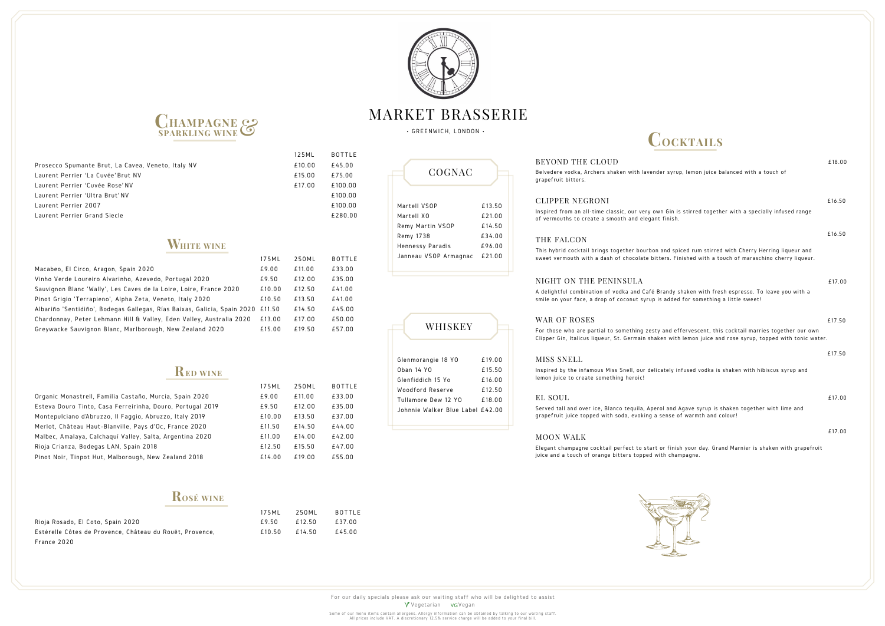# MARKET BRASSERIE

· GREENWICH, LONDON ·

## Champagne & Sparkling Wine

| | 125ML | BOTTLE |
|---|---|---|
| Prosecco Spumante Brut, La Cavea, Veneto, Italy NV | £10.00 | £45.00 |
| Laurent Perrier 'La Cuvée' Brut NV | £15.00 | £75.00 |
| Laurent Perrier 'Cuvée Rose' NV | £17.00 | £100.00 |
| Laurent Perrier 'Ultra Brut' NV | | £100.00 |
| Laurent Perrier 2007 | | £100.00 |
| Laurent Perrier Grand Siecle | | £280.00 |

## White Wine

| | 175ML | 250ML | BOTTLE |
|---|---|---|---|
| Macabeo, El Circo, Aragon, Spain 2020 | £9.00 | £11.00 | £33.00 |
| Vinho Verde Loureiro Alvarinho, Azevedo, Portugal 2020 | £9.50 | £12.00 | £35.00 |
| Sauvignon Blanc 'Wally', Les Caves de la Loire, Loire, France 2020 | £10.00 | £12.50 | £41.00 |
| Pinot Grigio 'Terrapieno', Alpha Zeta, Veneto, Italy 2020 | £10.50 | £13.50 | £41.00 |
| Albariño 'Sentidiño', Bodegas Gallegas, Rias Baixas, Galicia, Spain 2020 | £11.50 | £14.50 | £45.00 |
| Chardonnay, Peter Lehmann Hill & Valley, Eden Valley, Australia 2020 | £13.00 | £17.00 | £50.00 |
| Greywacke Sauvignon Blanc, Marlborough, New Zealand 2020 | £15.00 | £19.50 | £57.00 |

## Red Wine

| | 175ML | 250ML | BOTTLE |
|---|---|---|---|
| Organic Monastrell, Familia Castaño, Murcia, Spain 2020 | £9.00 | £11.00 | £33.00 |
| Esteva Douro Tinto, Casa Ferreirinha, Douro, Portugal 2019 | £9.50 | £12.00 | £35.00 |
| Montepulciano d'Abruzzo, Il Faggio, Abruzzo, Italy 2019 | £10.00 | £13.50 | £37.00 |
| Merlot, Château Haut-Blanville, Pays d'Oc, France 2020 | £11.50 | £14.50 | £44.00 |
| Malbec, Amalaya, Calchaquí Valley, Salta, Argentina 2020 | £11.00 | £14.00 | £42.00 |
| Rioja Crianza, Bodegas LAN, Spain 2018 | £12.50 | £15.50 | £47.00 |
| Pinot Noir, Tinpot Hut, Malborough, New Zealand 2018 | £14.00 | £19.00 | £55.00 |

## Rosé Wine

| | 175ML | 250ML | BOTTLE |
|---|---|---|---|
| Rioja Rosado, El Coto, Spain 2020 | £9.50 | £12.50 | £37.00 |
| Estérelle Côtes de Provence, Château du Rouët, Provence, France 2020 | £10.50 | £14.50 | £45.00 |

## COGNAC

| | |
|---|---|
| Martell VSOP | £13.50 |
| Martell XO | £21.00 |
| Remy Martin VSOP | £14.50 |
| Remy 1738 | £34.00 |
| Hennessy Paradis | £96.00 |
| Janneau VSOP Armagnac | £21.00 |

## WHISKEY

| | |
|---|---|
| Glenmorangie 18 YO | £19.00 |
| Oban 14 YO | £15.50 |
| Glenfiddich 15 Yo | £16.00 |
| Woodford Reserve | £12.50 |
| Tullamore Dew 12 YO | £18.00 |
| Johnnie Walker Blue Label | £42.00 |

## Cocktails

### BEYOND THE CLOUD — £18.00
Belvedere vodka, Archers shaken with lavender syrup, lemon juice balanced with a touch of grapefruit bitters.

### CLIPPER NEGRONI — £16.50
Inspired from an all-time classic, our very own Gin is stirred together with a specially infused range of vermouths to create a smooth and elegant finish.

### THE FALCON — £16.50
This hybrid cocktail brings together bourbon and spiced rum stirred with Cherry Herring liqueur and sweet vermouth with a dash of chocolate bitters. Finished with a touch of maraschino cherry liqueur.

### NIGHT ON THE PENINSULA — £17.00
A delightful combination of vodka and Café Brandy shaken with fresh espresso. To leave you with a smile on your face, a drop of coconut syrup is added for something a little sweet!

### WAR OF ROSES — £17.50
For those who are partial to something zesty and effervescent, this cocktail marries together our own Clipper Gin, Italicus liqueur, St. Germain shaken with lemon juice and rose syrup, topped with tonic water.

### MISS SNELL — £17.50
Inspired by the infamous Miss Snell, our delicately infused vodka is shaken with hibiscus syrup and lemon juice to create something heroic!

### EL SOUL — £17.00
Served tall and over ice, Blanco tequila, Aperol and Agave syrup is shaken together with lime and grapefruit juice topped with soda, evoking a sense of warmth and colour!

### MOON WALK — £17.00
Elegant champagne cocktail perfect to start or finish your day. Grand Marnier is shaken with grapefruit juice and a touch of orange bitters topped with champagne.

For our daily specials please ask our waiting staff who will be delighted to assist

V Vegetarian VG Vegan

Some of our menu items contain allergens. Allergy information can be obtained by talking to our waiting staff.
All prices include VAT. A discretionary 12.5% service charge will be added to your final bill.